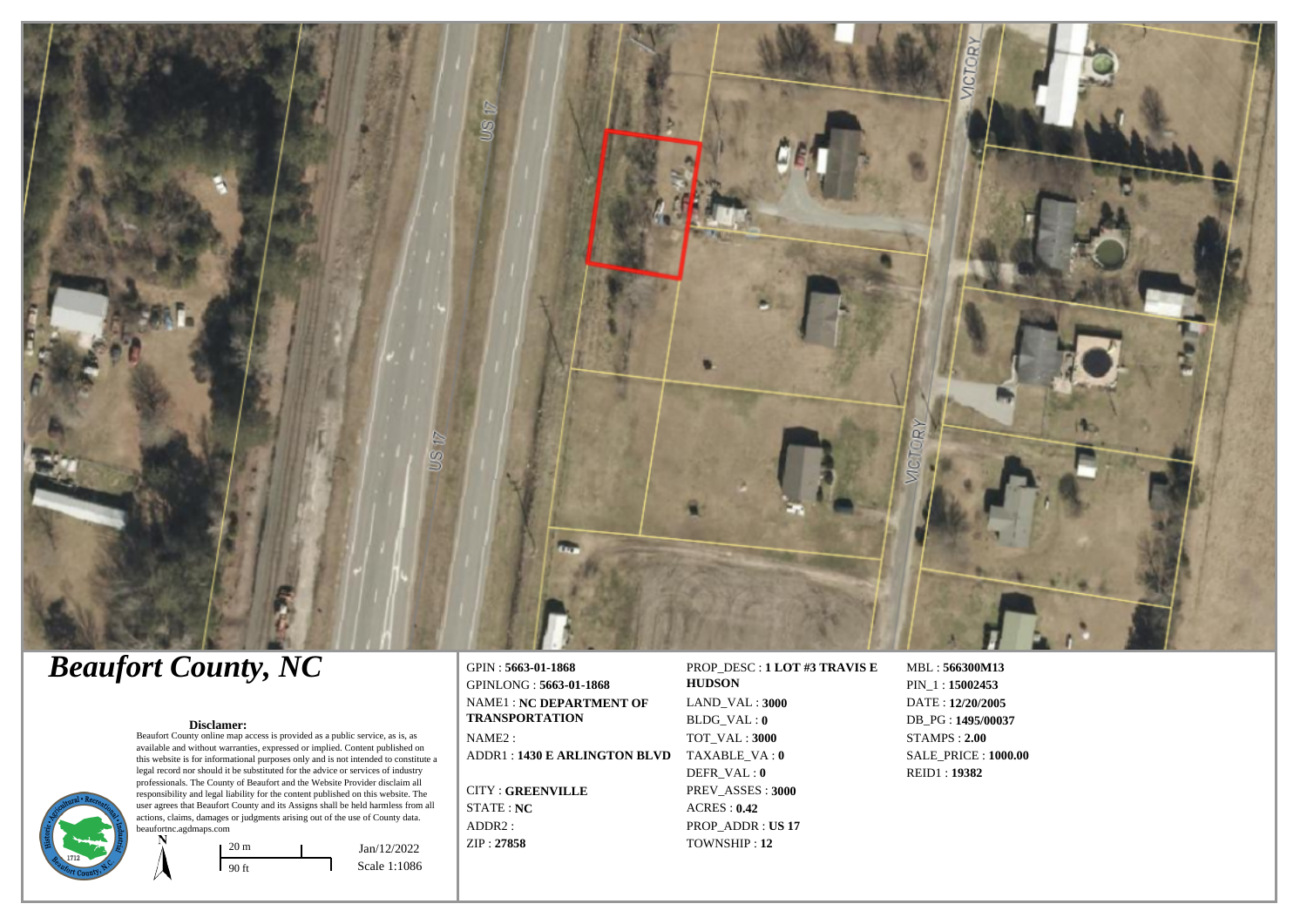# Beaufort County, NC

**Disclamer:**

Beaufort County online map access is provided as a public service, as is, as available and without warranties, expressed or implied. Content published on this website is for informational purposes only and is not intended to constitute a legal record nor should it be substituted for the advice or services of industry professionals. The County of Beaufort and the Website Provider disclaim all responsibility and legal liability for the content published on this website. The user agrees that Beaufort County and its Assigns shall be held harmless from all actions, claims, damages or judgments arising out of the use of County data.
beaufortnc.agdmaps.com

20 m
90 ft

Jan/12/2022
Scale 1:1086

GPIN : **5663-01-1868**
GPINLONG : **5663-01-1868**
NAME1 : **NC DEPARTMENT OF TRANSPORTATION**
NAME2 :
ADDR1 : **1430 E ARLINGTON BLVD**
CITY : **GREENVILLE**
STATE : **NC**
ADDR2 :
ZIP : **27858**

PROP_DESC : **1 LOT #3 TRAVIS E HUDSON**
LAND_VAL : **3000**
BLDG_VAL : **0**
TOT_VAL : **3000**
TAXABLE_VA : **0**
DEFR_VAL : **0**
PREV_ASSES : **3000**
ACRES : **0.42**
PROP_ADDR : **US 17**
TOWNSHIP : **12**

MBL : **566300M13**
PIN_1 : **15002453**
DATE : **12/20/2005**
DB_PG : **1495/00037**
STAMPS : **2.00**
SALE_PRICE : **1000.00**
REID1 : **19382**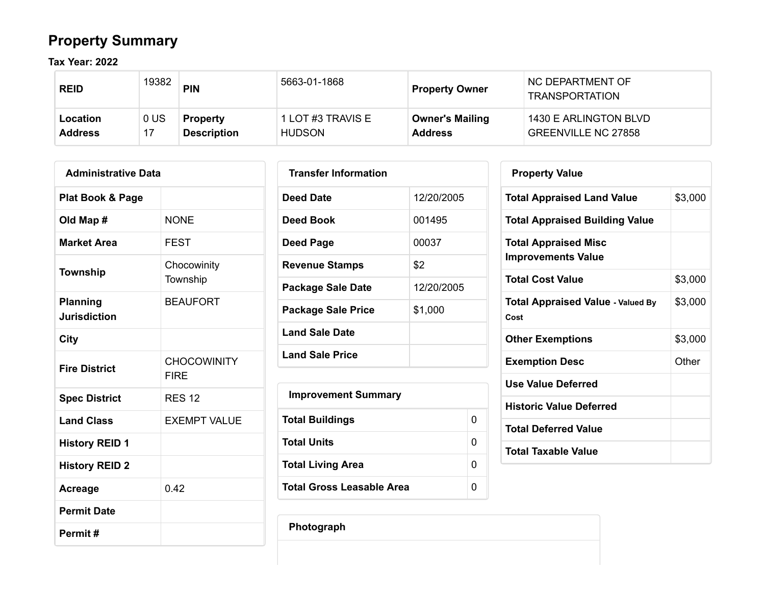# Property Summary

**Tax Year: 2022**

| REID | 19382 | PIN | 5663-01-1868 | Property Owner | NC DEPARTMENT OF TRANSPORTATION |
|---|---|---|---|---|---|
| Location Address | 0 US 17 | Property Description | 1 LOT #3 TRAVIS E HUDSON | Owner's Mailing Address | 1430 E ARLINGTON BLVD GREENVILLE NC 27858 |

## Administrative Data

| | |
|---|---|
| Plat Book & Page | |
| Old Map # | NONE |
| Market Area | FEST |
| Township | Chocowinity Township |
| Planning Jurisdiction | BEAUFORT |
| City | |
| Fire District | CHOCOWINITY FIRE |
| Spec District | RES 12 |
| Land Class | EXEMPT VALUE |
| History REID 1 | |
| History REID 2 | |
| Acreage | 0.42 |
| Permit Date | |
| Permit # | |

## Transfer Information

| | |
|---|---|
| Deed Date | 12/20/2005 |
| Deed Book | 001495 |
| Deed Page | 00037 |
| Revenue Stamps | $2 |
| Package Sale Date | 12/20/2005 |
| Package Sale Price | $1,000 |
| Land Sale Date | |
| Land Sale Price | |

## Improvement Summary

| | |
|---|---|
| Total Buildings | 0 |
| Total Units | 0 |
| Total Living Area | 0 |
| Total Gross Leasable Area | 0 |

## Property Value

| | |
|---|---|
| Total Appraised Land Value | $3,000 |
| Total Appraised Building Value | |
| Total Appraised Misc Improvements Value | |
| Total Cost Value | $3,000 |
| Total Appraised Value - Valued By Cost | $3,000 |
| Other Exemptions | $3,000 |
| Exemption Desc | Other |
| Use Value Deferred | |
| Historic Value Deferred | |
| Total Deferred Value | |
| Total Taxable Value | |

## Photograph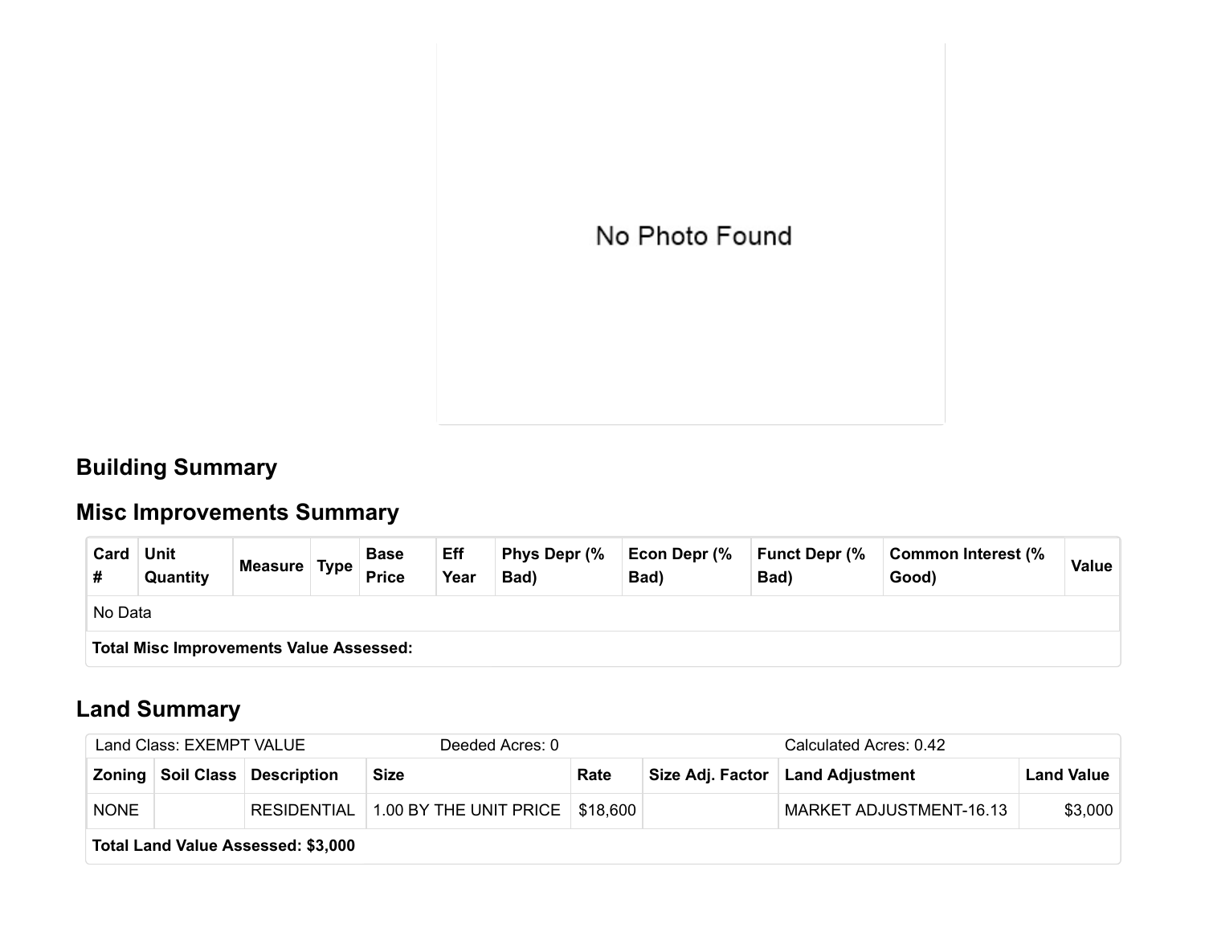No Photo Found

## Building Summary

## Misc Improvements Summary

| Card # | Unit Quantity | Measure | Type | Base Price | Eff Year | Phys Depr (% Bad) | Econ Depr (% Bad) | Funct Depr (% Bad) | Common Interest (% Good) | Value |
|---|---|---|---|---|---|---|---|---|---|---|
| No Data | | | | | | | | | | |
| **Total Misc Improvements Value Assessed:** | | | | | | | | | | |

## Land Summary

| Land Class: EXEMPT VALUE | | | Deeded Acres: 0 | | | Calculated Acres: 0.42 | |
|---|---|---|---|---|---|---|---|
| **Zoning** | **Soil Class** | **Description** | **Size** | **Rate** | **Size Adj. Factor** | **Land Adjustment** | **Land Value** |
| NONE | | RESIDENTIAL | 1.00 BY THE UNIT PRICE | $18,600 | | MARKET ADJUSTMENT-16.13 | $3,000 |
| **Total Land Value Assessed: $3,000** | | | | | | | |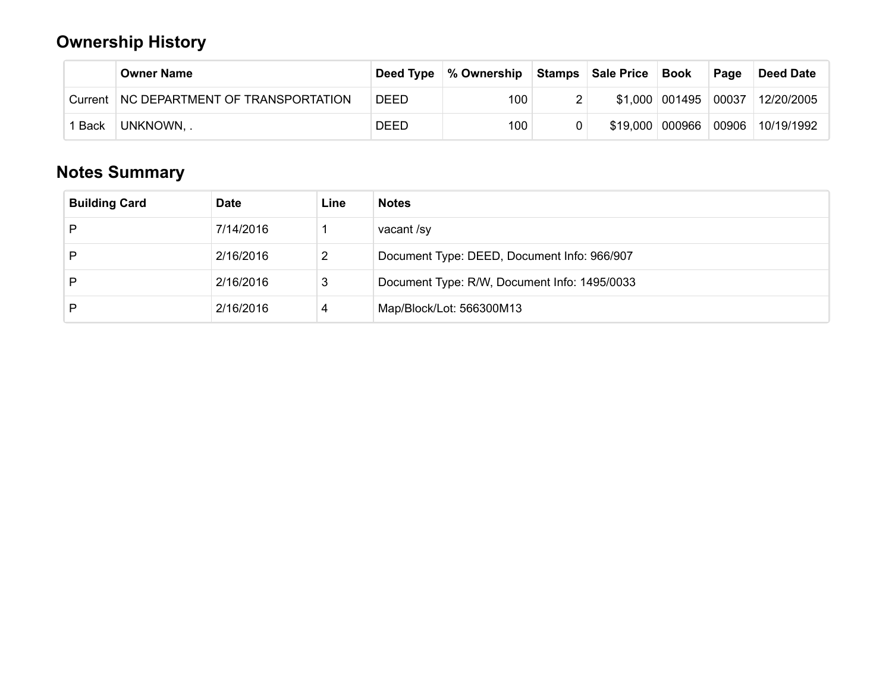## Ownership History

| | Owner Name | Deed Type | % Ownership | Stamps | Sale Price | Book | Page | Deed Date |
|---|---|---|---|---|---|---|---|---|
| Current | NC DEPARTMENT OF TRANSPORTATION | DEED | 100 | 2 | $1,000 | 001495 | 00037 | 12/20/2005 |
| 1 Back | UNKNOWN, . | DEED | 100 | 0 | $19,000 | 000966 | 00906 | 10/19/1992 |

## Notes Summary

| Building Card | Date | Line | Notes |
|---|---|---|---|
| P | 7/14/2016 | 1 | vacant /sy |
| P | 2/16/2016 | 2 | Document Type: DEED, Document Info: 966/907 |
| P | 2/16/2016 | 3 | Document Type: R/W, Document Info: 1495/0033 |
| P | 2/16/2016 | 4 | Map/Block/Lot: 566300M13 |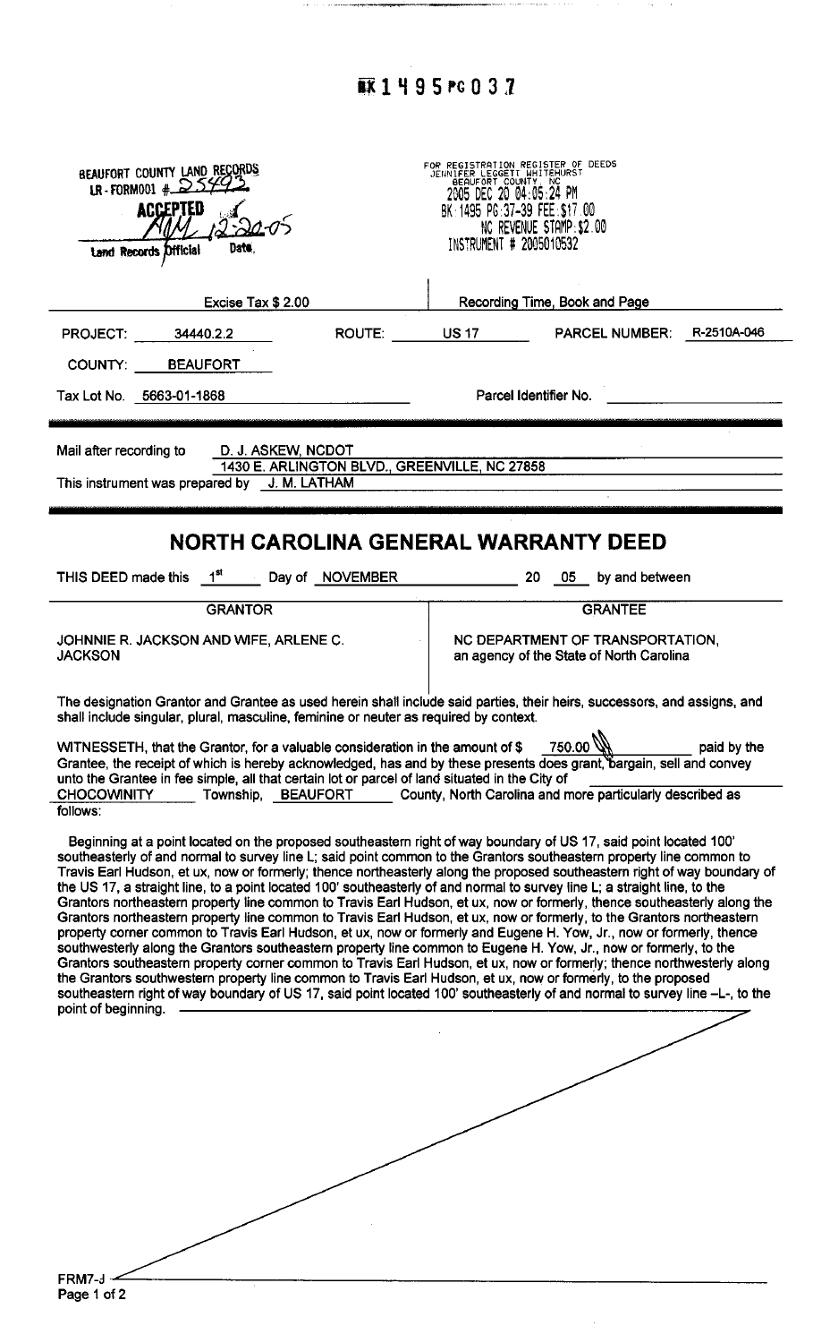BK 1495 PG 037

BEAUFORT COUNTY LAND RECORDS
LR-FORM001 # 25493
ACCEPTED
AMM 12-20-05
Land Records Official Date.

FOR REGISTRATION REGISTER OF DEEDS
JENNIFER LEGGETT WHITEHURST
BEAUFORT COUNTY, NC
2005 DEC 20 04:05:24 PM
BK:1495 PG:37-39 FEE:$17.00
NC REVENUE STAMP:$2.00
INSTRUMENT # 2005010532

Excise Tax $ 2.00 | Recording Time, Book and Page

PROJECT: 34440.2.2 ROUTE: US 17 PARCEL NUMBER: R-2510A-046

COUNTY: BEAUFORT

Tax Lot No. 5663-01-1868 Parcel Identifier No. ______

Mail after recording to D. J. ASKEW, NCDOT
1430 E. ARLINGTON BLVD., GREENVILLE, NC 27858

This instrument was prepared by J. M. LATHAM

# NORTH CAROLINA GENERAL WARRANTY DEED

THIS DEED made this 1[st] Day of NOVEMBER 20 05 by and between

| GRANTOR | GRANTEE |
|---|---|
| JOHNNIE R. JACKSON AND WIFE, ARLENE C. JACKSON | NC DEPARTMENT OF TRANSPORTATION, an agency of the State of North Carolina |

The designation Grantor and Grantee as used herein shall include said parties, their heirs, successors, and assigns, and shall include singular, plural, masculine, feminine or neuter as required by context.

WITNESSETH, that the Grantor, for a valuable consideration in the amount of $ 750.00 paid by the Grantee, the receipt of which is hereby acknowledged, has and by these presents does grant, bargain, sell and convey unto the Grantee in fee simple, all that certain lot or parcel of land situated in the City of ______ CHOCOWINITY Township, BEAUFORT County, North Carolina and more particularly described as follows:

Beginning at a point located on the proposed southeastern right of way boundary of US 17, said point located 100' southeasterly of and normal to survey line L; said point common to the Grantors southeastern property line common to Travis Earl Hudson, et ux, now or formerly; thence northeasterly along the proposed southeastern right of way boundary of the US 17, a straight line, to a point located 100' southeasterly of and normal to survey line L; a straight line, to the Grantors northeastern property line common to Travis Earl Hudson, et ux, now or formerly, thence southeasterly along the Grantors northeastern property line common to Travis Earl Hudson, et ux, now or formerly, to the Grantors northeastern property corner common to Travis Earl Hudson, et ux, now or formerly and Eugene H. Yow, Jr., now or formerly, thence southwesterly along the Grantors southeastern property line common to Eugene H. Yow, Jr., now or formerly, to the Grantors southeastern property corner common to Travis Earl Hudson, et ux, now or formerly; thence northwesterly along the Grantors southwestern property line common to Travis Earl Hudson, et ux, now or formerly, to the proposed southeastern right of way boundary of US 17, said point located 100' southeasterly of and normal to survey line –L–, to the point of beginning.

FRM7-J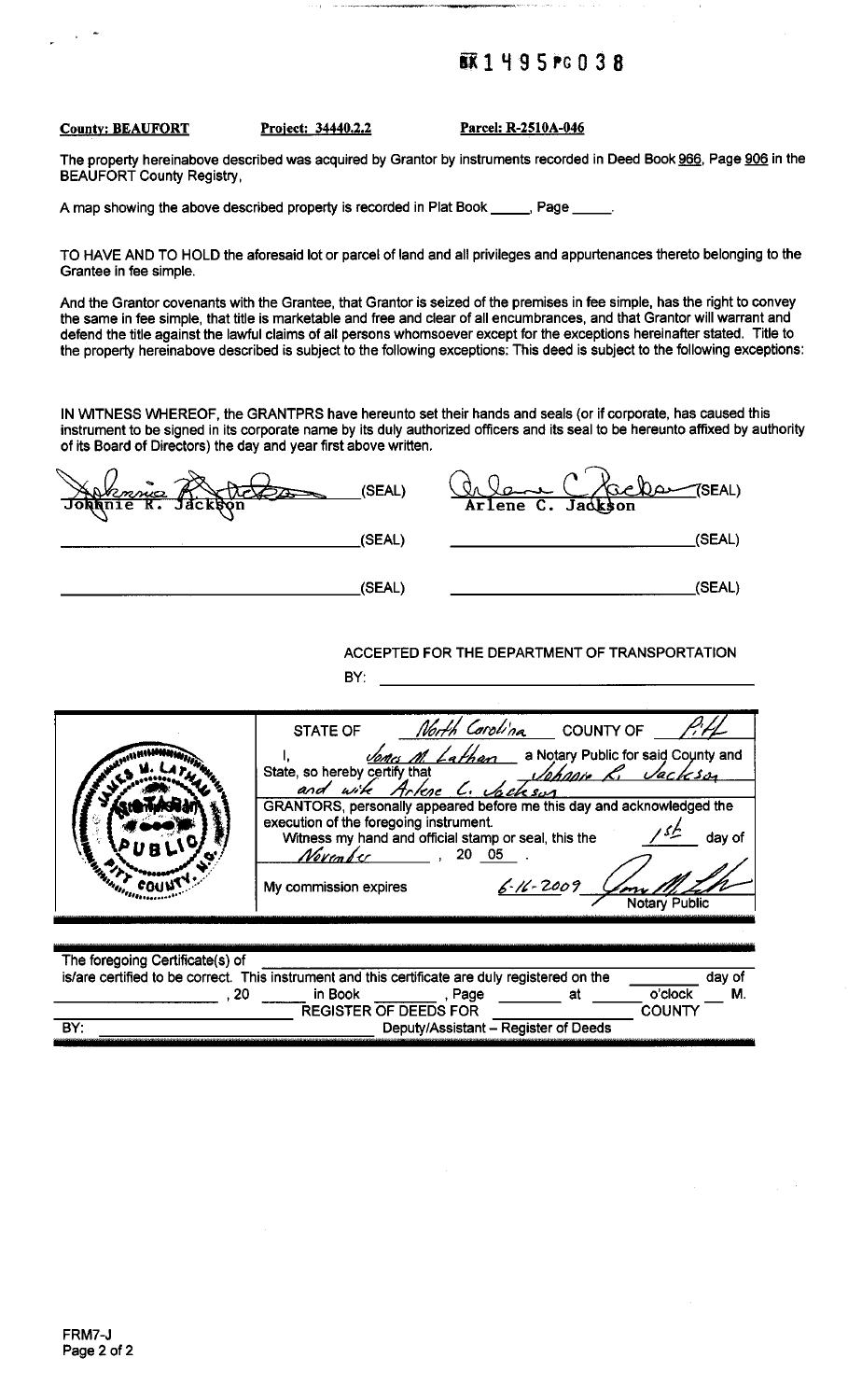BK 1495 PG 038

**County: BEAUFORT** **Project: 34440.2.2** **Parcel: R-2510A-046**

The property hereinabove described was acquired by Grantor by instruments recorded in Deed Book 966, Page 906 in the BEAUFORT County Registry,

A map showing the above described property is recorded in Plat Book _____, Page _____.

TO HAVE AND TO HOLD the aforesaid lot or parcel of land and all privileges and appurtenances thereto belonging to the Grantee in fee simple.

And the Grantor covenants with the Grantee, that Grantor is seized of the premises in fee simple, has the right to convey the same in fee simple, that title is marketable and free and clear of all encumbrances, and that Grantor will warrant and defend the title against the lawful claims of all persons whomsoever except for the exceptions hereinafter stated. Title to the property hereinabove described is subject to the following exceptions: This deed is subject to the following exceptions:

IN WITNESS WHEREOF, the GRANTPRS have hereunto set their hands and seals (or if corporate, has caused this instrument to be signed in its corporate name by its duly authorized officers and its seal to be hereunto affixed by authority of its Board of Directors) the day and year first above written.

Johnnie R. Jackson (SEAL) Arlene C. Jackson (SEAL)

_____________________ (SEAL) _____________________ (SEAL)

_____________________ (SEAL) _____________________ (SEAL)

ACCEPTED FOR THE DEPARTMENT OF TRANSPORTATION

BY: _____________________

[Seal: JAMES M. LATHAM NOTARY PUBLIC PITT COUNTY, N.C.]

STATE OF North Carolina COUNTY OF Pitt

I, James M. Latham a Notary Public for said County and State, so hereby certify that Johnnie R. Jackson and wife Arlene C. Jackson GRANTORS, personally appeared before me this day and acknowledged the execution of the foregoing instrument.

Witness my hand and official stamp or seal, this the 1st day of November, 20 05.

My commission expires 6-16-2009 Notary Public

The foregoing Certificate(s) of _____________________ is/are certified to be correct. This instrument and this certificate are duly registered on the _____ day of _____________, 20 _____ in Book _____, Page _____ at _____ o'clock ___ M.

_____________________ REGISTER OF DEEDS FOR _____________ COUNTY

BY: _____________________ Deputy/Assistant – Register of Deeds

FRM7-J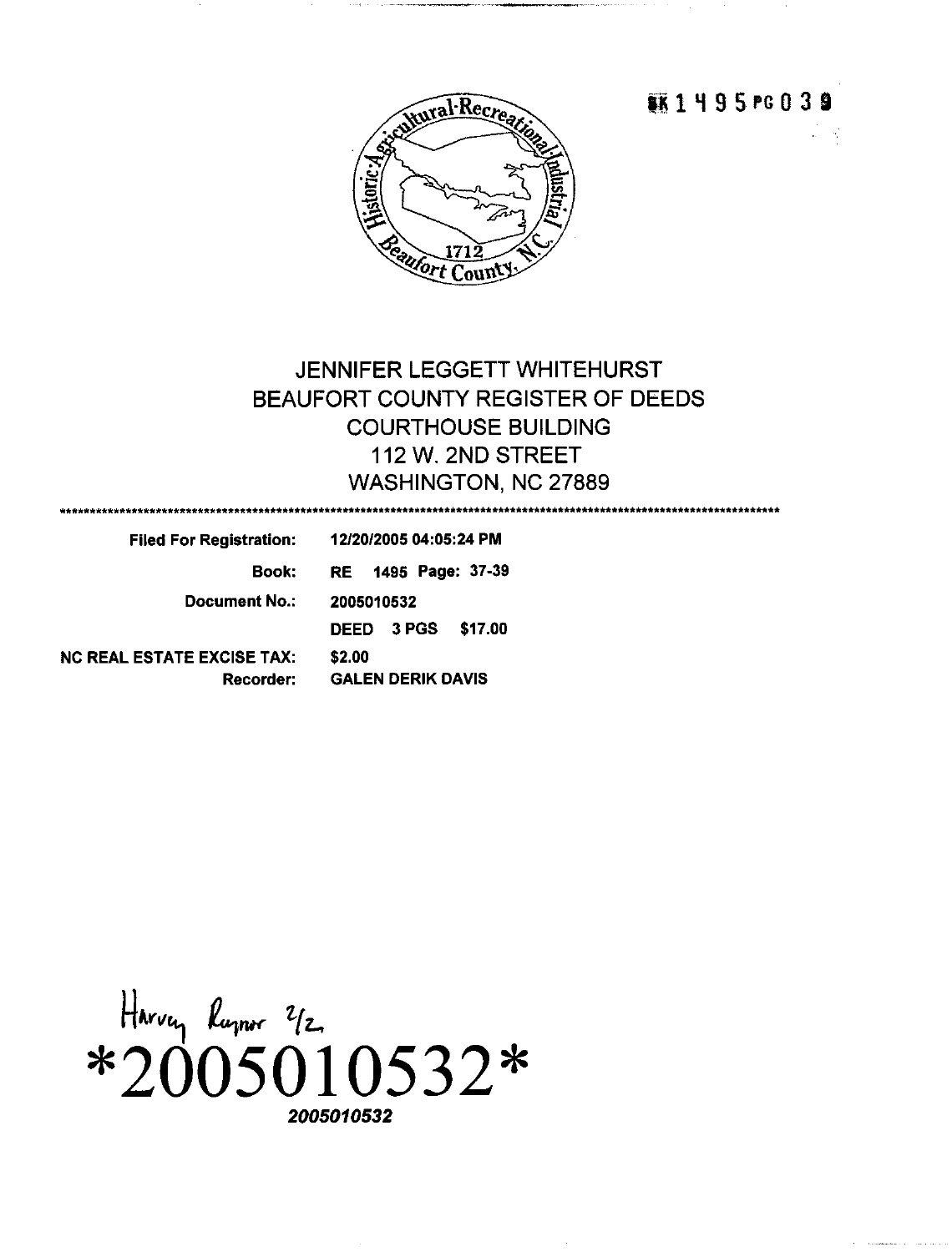BK 1495 PG 039

JENNIFER LEGGETT WHITEHURST
BEAUFORT COUNTY REGISTER OF DEEDS
COURTHOUSE BUILDING
112 W. 2ND STREET
WASHINGTON, NC 27889

*********************************************************************************************************************

| | |
|---|---|
| **Filed For Registration:** | **12/20/2005 04:05:24 PM** |
| **Book:** | **RE 1495 Page: 37-39** |
| **Document No.:** | **2005010532** |
| | **DEED 3 PGS $17.00** |
| **NC REAL ESTATE EXCISE TAX:** | **$2.00** |
| **Recorder:** | **GALEN DERIK DAVIS** |

Harvey Raynor 2/2

*2005010532*

***2005010532***